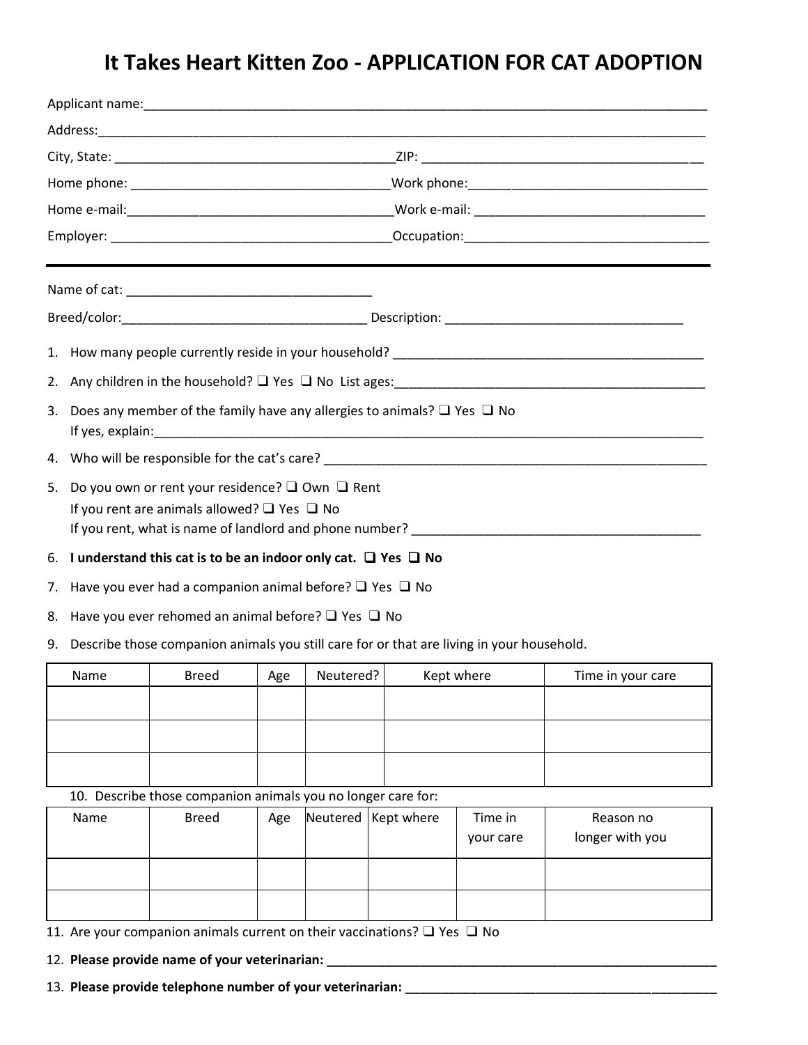# It Takes Heart Kitten Zoo - APPLICATION FOR CAT ADOPTION

Applicant name:_______________________________________________________________________________

Address:_____________________________________________________________________________________

City, State: ________________________________________ZIP: ________________________________________

Home phone: _____________________________________Work phone:__________________________________

Home e-mail:_____________________________________Work e-mail: _________________________________

Employer: _______________________________________Occupation:__________________________________

---

Name of cat: __________________________________

Breed/color:__________________________________ Description: _________________________________

1. How many people currently reside in your household? ___________________________________________
2. Any children in the household? ❑ Yes ❑ No List ages:____________________________________________
3. Does any member of the family have any allergies to animals? ❑ Yes ❑ No
   If yes, explain:_________________________________________________________________________
4. Who will be responsible for the cat's care? ____________________________________________________
5. Do you own or rent your residence? ❑ Own ❑ Rent
   If you rent are animals allowed? ❑ Yes ❑ No
   If you rent, what is name of landlord and phone number? ________________________________________
6. **I understand this cat is to be an indoor only cat. ❑ Yes ❑ No**
7. Have you ever had a companion animal before? ❑ Yes ❑ No
8. Have you ever rehomed an animal before? ❑ Yes ❑ No
9. Describe those companion animals you still care for or that are living in your household.

| Name | Breed | Age | Neutered? | Kept where | Time in your care |
|---|---|---|---|---|---|
| | | | | | |
| | | | | | |
| | | | | | |

10. Describe those companion animals you no longer care for:

| Name | Breed | Age | Neutered | Kept where | Time in your care | Reason no longer with you |
|---|---|---|---|---|---|---|
| | | | | | | |
| | | | | | | |

11. Are your companion animals current on their vaccinations? ❑ Yes ❑ No
12. **Please provide name of your veterinarian: ______________________________________________________**
13. **Please provide telephone number of your veterinarian: _____________________________________________**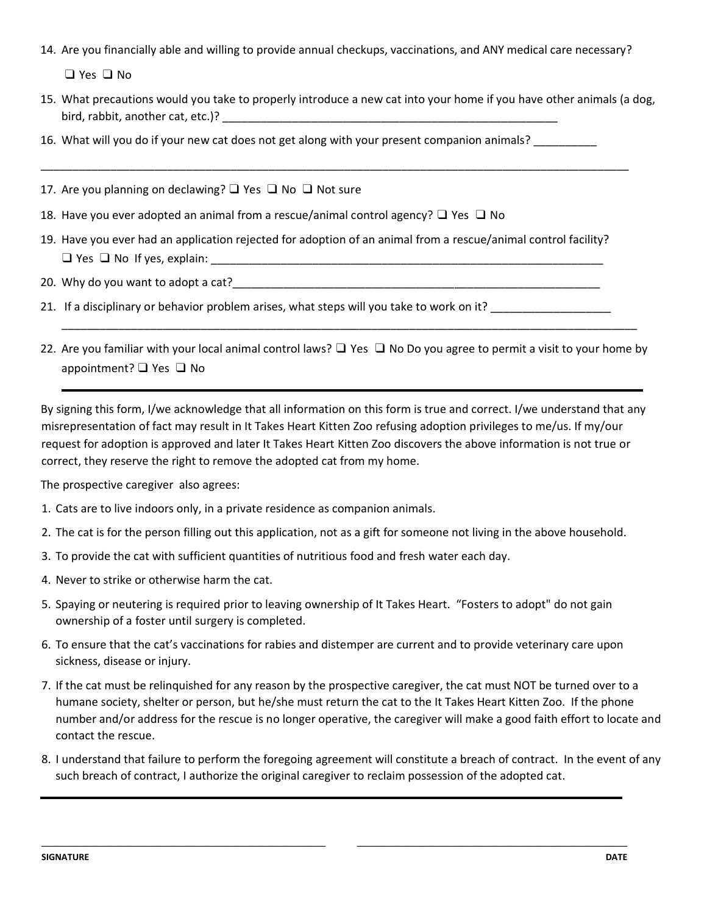14. Are you financially able and willing to provide annual checkups, vaccinations, and ANY medical care necessary?

    ❑ Yes ❑ No

15. What precautions would you take to properly introduce a new cat into your home if you have other animals (a dog, bird, rabbit, another cat, etc.)? ______________________________________________________

16. What will you do if your new cat does not get along with your present companion animals? __________

_____________________________________________________________________________________________

17. Are you planning on declawing? ❑ Yes ❑ No ❑ Not sure

18. Have you ever adopted an animal from a rescue/animal control agency? ❑ Yes ❑ No

19. Have you ever had an application rejected for adoption of an animal from a rescue/animal control facility? ❑ Yes ❑ No If yes, explain: _______________________________________________________________

20. Why do you want to adopt a cat?_____________________________________________________________

21. If a disciplinary or behavior problem arises, what steps will you take to work on it? ___________________

    _________________________________________________________________________________________

22. Are you familiar with your local animal control laws? ❑ Yes ❑ No Do you agree to permit a visit to your home by appointment? ❑ Yes ❑ No

---

By signing this form, I/we acknowledge that all information on this form is true and correct. I/we understand that any misrepresentation of fact may result in It Takes Heart Kitten Zoo refusing adoption privileges to me/us. If my/our request for adoption is approved and later It Takes Heart Kitten Zoo discovers the above information is not true or correct, they reserve the right to remove the adopted cat from my home.

The prospective caregiver also agrees:

1. Cats are to live indoors only, in a private residence as companion animals.
2. The cat is for the person filling out this application, not as a gift for someone not living in the above household.
3. To provide the cat with sufficient quantities of nutritious food and fresh water each day.
4. Never to strike or otherwise harm the cat.
5. Spaying or neutering is required prior to leaving ownership of It Takes Heart. "Fosters to adopt" do not gain ownership of a foster until surgery is completed.
6. To ensure that the cat's vaccinations for rabies and distemper are current and to provide veterinary care upon sickness, disease or injury.
7. If the cat must be relinquished for any reason by the prospective caregiver, the cat must NOT be turned over to a humane society, shelter or person, but he/she must return the cat to the It Takes Heart Kitten Zoo. If the phone number and/or address for the rescue is no longer operative, the caregiver will make a good faith effort to locate and contact the rescue.
8. I understand that failure to perform the foregoing agreement will constitute a breach of contract. In the event of any such breach of contract, I authorize the original caregiver to reclaim possession of the adopted cat.

---

______________________________________________ ______________________________________________

**SIGNATURE** **DATE**